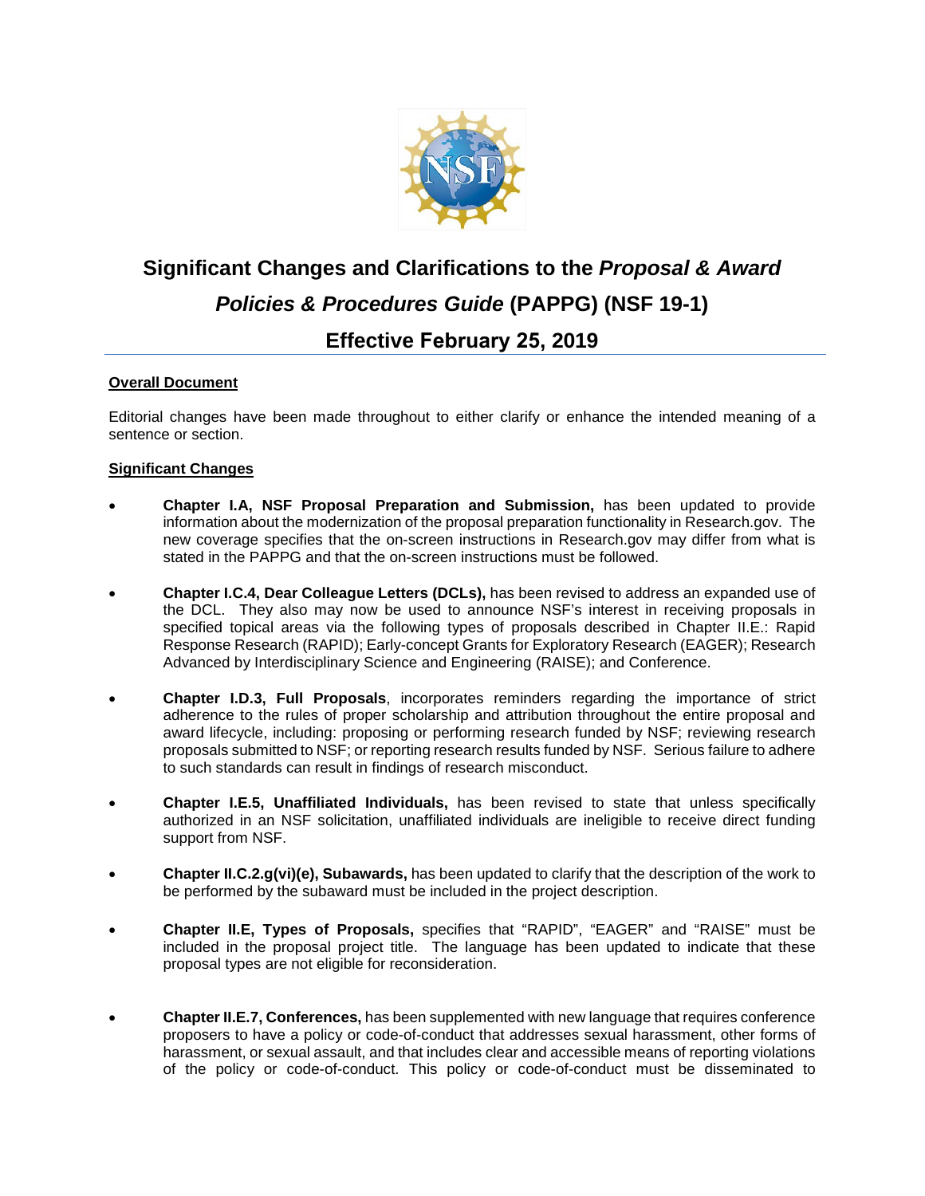# Significant Changes and Clarifications to the *Proposal & Award Policies & Procedures Guide* (PAPPG) (NSF 19-1)

## Effective February 25, 2019

**Overall Document**

Editorial changes have been made throughout to either clarify or enhance the intended meaning of a sentence or section.

**Significant Changes**

- **Chapter I.A, NSF Proposal Preparation and Submission,** has been updated to provide information about the modernization of the proposal preparation functionality in Research.gov. The new coverage specifies that the on-screen instructions in Research.gov may differ from what is stated in the PAPPG and that the on-screen instructions must be followed.

- **Chapter I.C.4, Dear Colleague Letters (DCLs),** has been revised to address an expanded use of the DCL. They also may now be used to announce NSF's interest in receiving proposals in specified topical areas via the following types of proposals described in Chapter II.E.: Rapid Response Research (RAPID); Early-concept Grants for Exploratory Research (EAGER); Research Advanced by Interdisciplinary Science and Engineering (RAISE); and Conference.

- **Chapter I.D.3, Full Proposals**, incorporates reminders regarding the importance of strict adherence to the rules of proper scholarship and attribution throughout the entire proposal and award lifecycle, including: proposing or performing research funded by NSF; reviewing research proposals submitted to NSF; or reporting research results funded by NSF. Serious failure to adhere to such standards can result in findings of research misconduct.

- **Chapter I.E.5, Unaffiliated Individuals,** has been revised to state that unless specifically authorized in an NSF solicitation, unaffiliated individuals are ineligible to receive direct funding support from NSF.

- **Chapter II.C.2.g(vi)(e), Subawards,** has been updated to clarify that the description of the work to be performed by the subaward must be included in the project description.

- **Chapter II.E, Types of Proposals,** specifies that "RAPID", "EAGER" and "RAISE" must be included in the proposal project title. The language has been updated to indicate that these proposal types are not eligible for reconsideration.

- **Chapter II.E.7, Conferences,** has been supplemented with new language that requires conference proposers to have a policy or code-of-conduct that addresses sexual harassment, other forms of harassment, or sexual assault, and that includes clear and accessible means of reporting violations of the policy or code-of-conduct. This policy or code-of-conduct must be disseminated to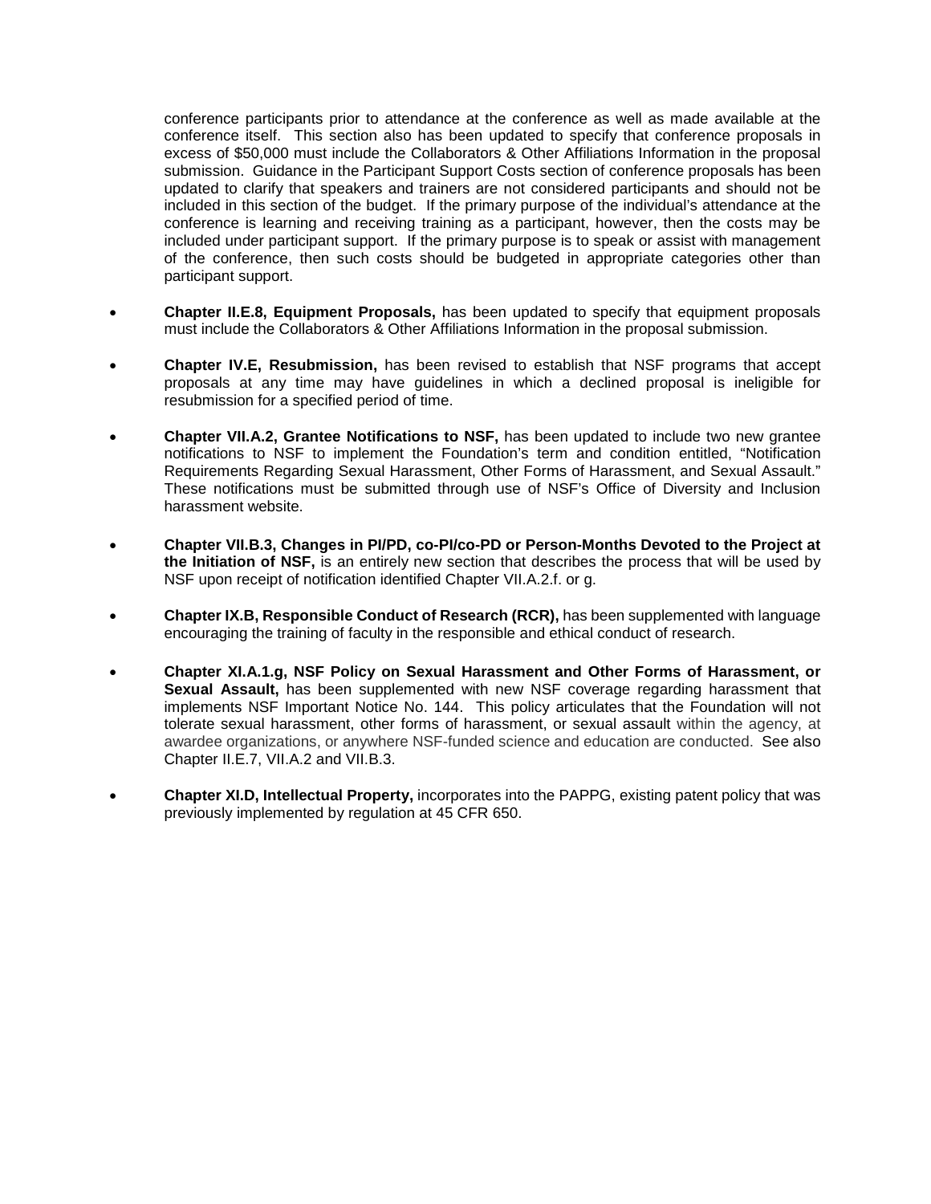conference participants prior to attendance at the conference as well as made available at the conference itself. This section also has been updated to specify that conference proposals in excess of $50,000 must include the Collaborators & Other Affiliations Information in the proposal submission. Guidance in the Participant Support Costs section of conference proposals has been updated to clarify that speakers and trainers are not considered participants and should not be included in this section of the budget. If the primary purpose of the individual's attendance at the conference is learning and receiving training as a participant, however, then the costs may be included under participant support. If the primary purpose is to speak or assist with management of the conference, then such costs should be budgeted in appropriate categories other than participant support.

- **Chapter II.E.8, Equipment Proposals,** has been updated to specify that equipment proposals must include the Collaborators & Other Affiliations Information in the proposal submission.

- **Chapter IV.E, Resubmission,** has been revised to establish that NSF programs that accept proposals at any time may have guidelines in which a declined proposal is ineligible for resubmission for a specified period of time.

- **Chapter VII.A.2, Grantee Notifications to NSF,** has been updated to include two new grantee notifications to NSF to implement the Foundation's term and condition entitled, "Notification Requirements Regarding Sexual Harassment, Other Forms of Harassment, and Sexual Assault." These notifications must be submitted through use of NSF's Office of Diversity and Inclusion harassment website.

- **Chapter VII.B.3, Changes in PI/PD, co-PI/co-PD or Person-Months Devoted to the Project at the Initiation of NSF,** is an entirely new section that describes the process that will be used by NSF upon receipt of notification identified Chapter VII.A.2.f. or g.

- **Chapter IX.B, Responsible Conduct of Research (RCR),** has been supplemented with language encouraging the training of faculty in the responsible and ethical conduct of research.

- **Chapter XI.A.1.g, NSF Policy on Sexual Harassment and Other Forms of Harassment, or Sexual Assault,** has been supplemented with new NSF coverage regarding harassment that implements NSF Important Notice No. 144. This policy articulates that the Foundation will not tolerate sexual harassment, other forms of harassment, or sexual assault within the agency, at awardee organizations, or anywhere NSF-funded science and education are conducted. See also Chapter II.E.7, VII.A.2 and VII.B.3.

- **Chapter XI.D, Intellectual Property,** incorporates into the PAPPG, existing patent policy that was previously implemented by regulation at 45 CFR 650.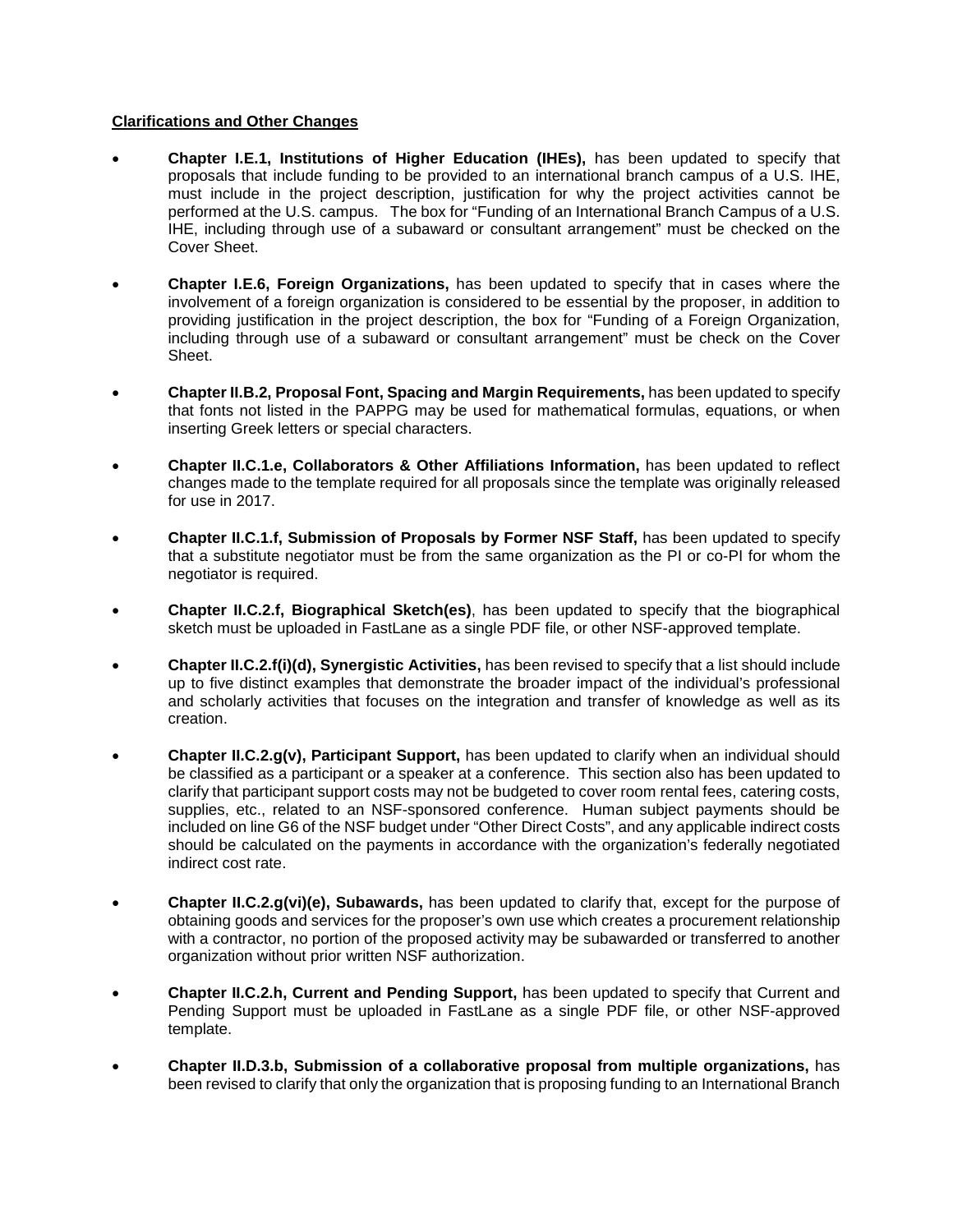**Clarifications and Other Changes**

- **Chapter I.E.1, Institutions of Higher Education (IHEs),** has been updated to specify that proposals that include funding to be provided to an international branch campus of a U.S. IHE, must include in the project description, justification for why the project activities cannot be performed at the U.S. campus. The box for "Funding of an International Branch Campus of a U.S. IHE, including through use of a subaward or consultant arrangement" must be checked on the Cover Sheet.

- **Chapter I.E.6, Foreign Organizations,** has been updated to specify that in cases where the involvement of a foreign organization is considered to be essential by the proposer, in addition to providing justification in the project description, the box for "Funding of a Foreign Organization, including through use of a subaward or consultant arrangement" must be check on the Cover Sheet.

- **Chapter II.B.2, Proposal Font, Spacing and Margin Requirements,** has been updated to specify that fonts not listed in the PAPPG may be used for mathematical formulas, equations, or when inserting Greek letters or special characters.

- **Chapter II.C.1.e, Collaborators & Other Affiliations Information,** has been updated to reflect changes made to the template required for all proposals since the template was originally released for use in 2017.

- **Chapter II.C.1.f, Submission of Proposals by Former NSF Staff,** has been updated to specify that a substitute negotiator must be from the same organization as the PI or co-PI for whom the negotiator is required.

- **Chapter II.C.2.f, Biographical Sketch(es)**, has been updated to specify that the biographical sketch must be uploaded in FastLane as a single PDF file, or other NSF-approved template.

- **Chapter II.C.2.f(i)(d), Synergistic Activities,** has been revised to specify that a list should include up to five distinct examples that demonstrate the broader impact of the individual's professional and scholarly activities that focuses on the integration and transfer of knowledge as well as its creation.

- **Chapter II.C.2.g(v), Participant Support,** has been updated to clarify when an individual should be classified as a participant or a speaker at a conference. This section also has been updated to clarify that participant support costs may not be budgeted to cover room rental fees, catering costs, supplies, etc., related to an NSF-sponsored conference. Human subject payments should be included on line G6 of the NSF budget under "Other Direct Costs", and any applicable indirect costs should be calculated on the payments in accordance with the organization's federally negotiated indirect cost rate.

- **Chapter II.C.2.g(vi)(e), Subawards,** has been updated to clarify that, except for the purpose of obtaining goods and services for the proposer's own use which creates a procurement relationship with a contractor, no portion of the proposed activity may be subawarded or transferred to another organization without prior written NSF authorization.

- **Chapter II.C.2.h, Current and Pending Support,** has been updated to specify that Current and Pending Support must be uploaded in FastLane as a single PDF file, or other NSF-approved template.

- **Chapter II.D.3.b, Submission of a collaborative proposal from multiple organizations,** has been revised to clarify that only the organization that is proposing funding to an International Branch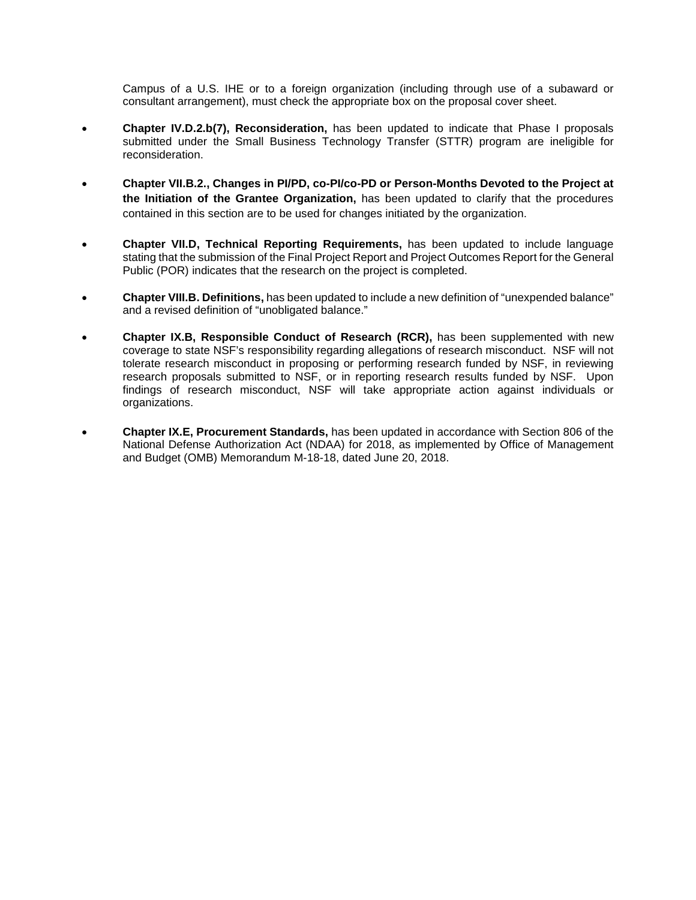Campus of a U.S. IHE or to a foreign organization (including through use of a subaward or consultant arrangement), must check the appropriate box on the proposal cover sheet.

- **Chapter IV.D.2.b(7), Reconsideration,** has been updated to indicate that Phase I proposals submitted under the Small Business Technology Transfer (STTR) program are ineligible for reconsideration.

- **Chapter VII.B.2., Changes in PI/PD, co-PI/co-PD or Person-Months Devoted to the Project at the Initiation of the Grantee Organization,** has been updated to clarify that the procedures contained in this section are to be used for changes initiated by the organization.

- **Chapter VII.D, Technical Reporting Requirements,** has been updated to include language stating that the submission of the Final Project Report and Project Outcomes Report for the General Public (POR) indicates that the research on the project is completed.

- **Chapter VIII.B. Definitions,** has been updated to include a new definition of "unexpended balance" and a revised definition of "unobligated balance."

- **Chapter IX.B, Responsible Conduct of Research (RCR),** has been supplemented with new coverage to state NSF's responsibility regarding allegations of research misconduct. NSF will not tolerate research misconduct in proposing or performing research funded by NSF, in reviewing research proposals submitted to NSF, or in reporting research results funded by NSF. Upon findings of research misconduct, NSF will take appropriate action against individuals or organizations.

- **Chapter IX.E, Procurement Standards,** has been updated in accordance with Section 806 of the National Defense Authorization Act (NDAA) for 2018, as implemented by Office of Management and Budget (OMB) Memorandum M-18-18, dated June 20, 2018.